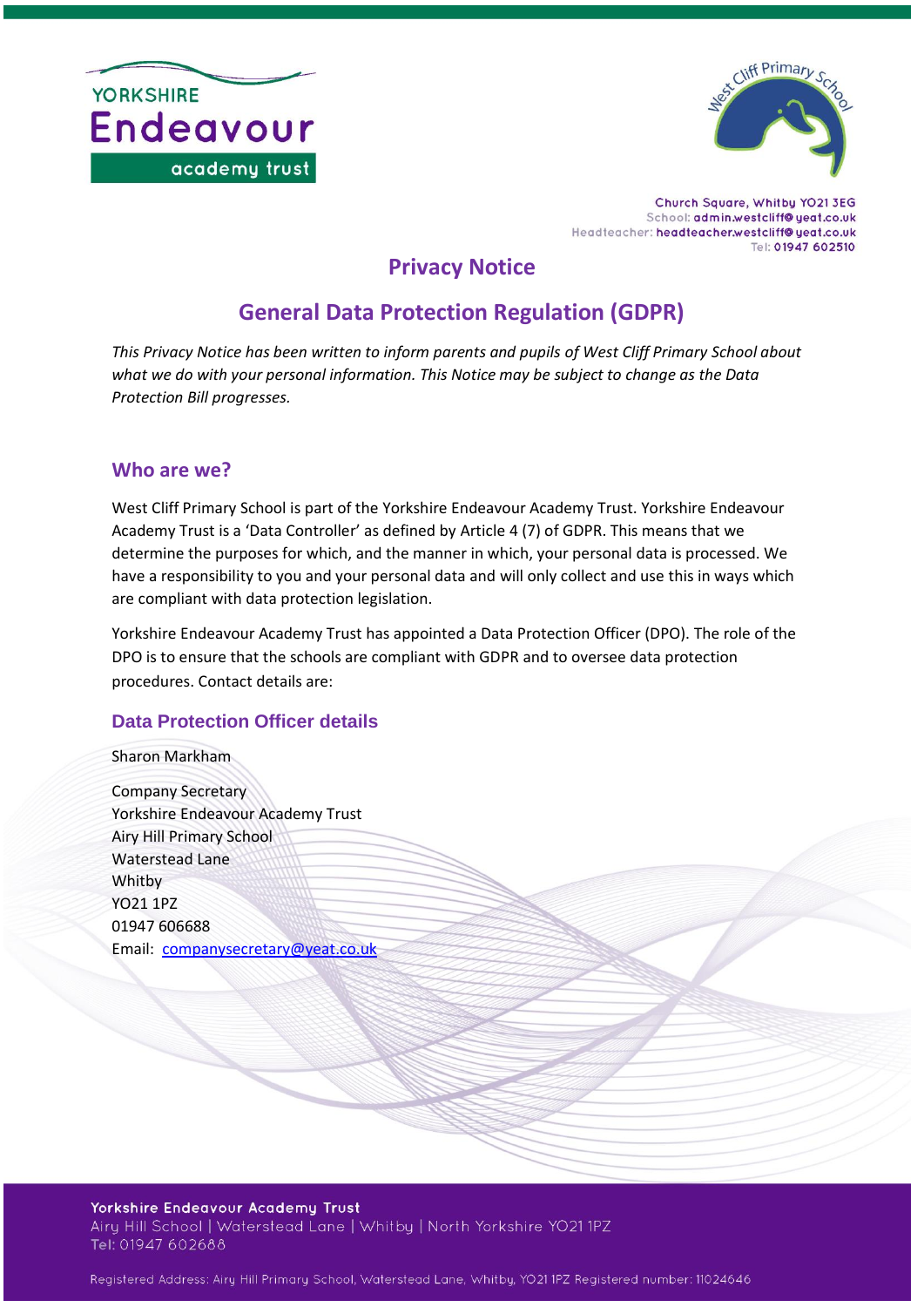Church Square, Whitby YO21 3EG
School: admin.westcliff@yeat.co.uk
Headteacher: headteacher.westcliff@yeat.co.uk
Tel: 01947 602510

# Privacy Notice

# General Data Protection Regulation (GDPR)

*This Privacy Notice has been written to inform parents and pupils of West Cliff Primary School about what we do with your personal information. This Notice may be subject to change as the Data Protection Bill progresses.*

## Who are we?

West Cliff Primary School is part of the Yorkshire Endeavour Academy Trust. Yorkshire Endeavour Academy Trust is a 'Data Controller' as defined by Article 4 (7) of GDPR. This means that we determine the purposes for which, and the manner in which, your personal data is processed. We have a responsibility to you and your personal data and will only collect and use this in ways which are compliant with data protection legislation.

Yorkshire Endeavour Academy Trust has appointed a Data Protection Officer (DPO). The role of the DPO is to ensure that the schools are compliant with GDPR and to oversee data protection procedures. Contact details are:

### Data Protection Officer details

Sharon Markham

Company Secretary
Yorkshire Endeavour Academy Trust
Airy Hill Primary School
Waterstead Lane
Whitby
YO21 1PZ
01947 606688
Email: companysecretary@yeat.co.uk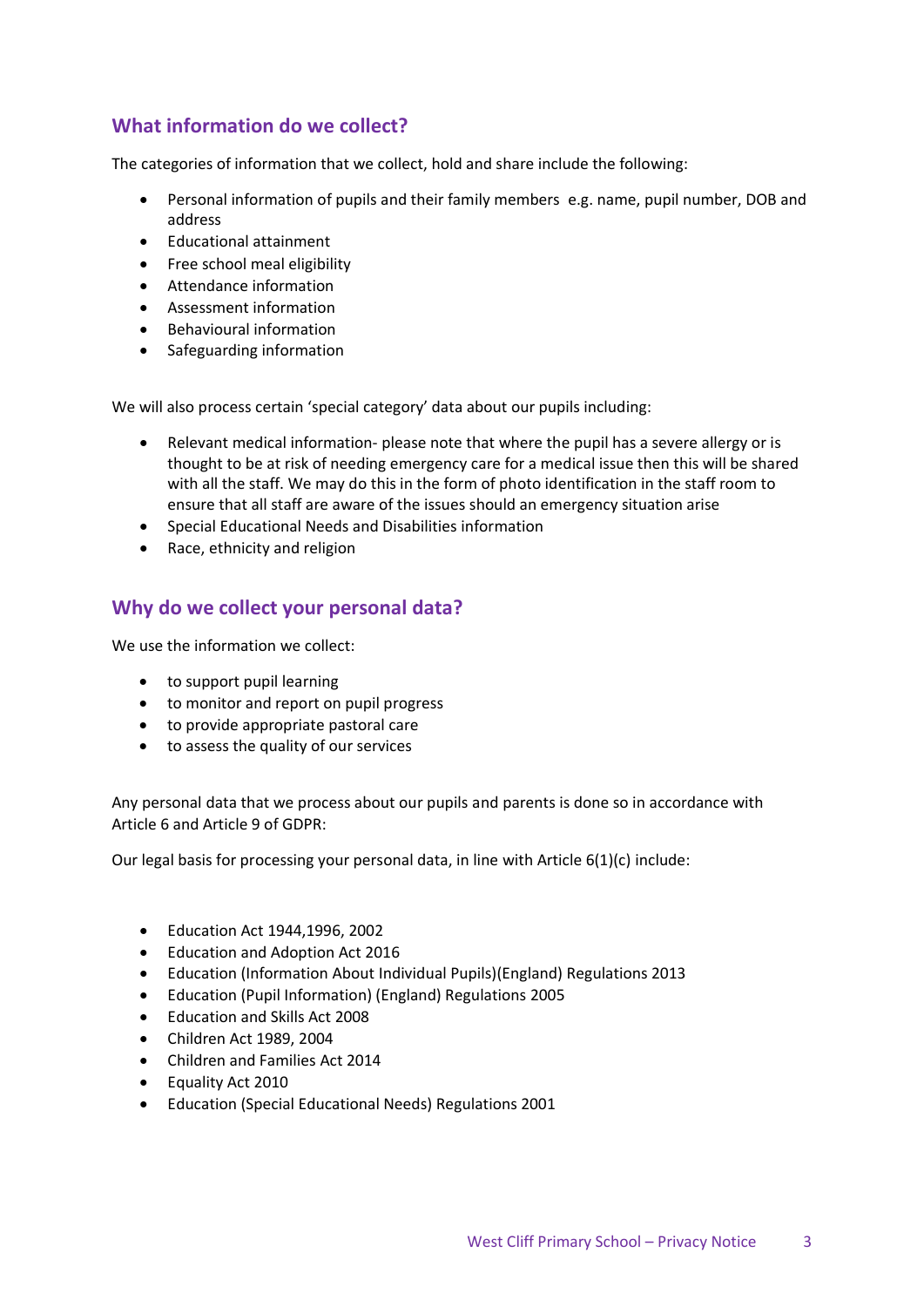## What information do we collect?

The categories of information that we collect, hold and share include the following:

- Personal information of pupils and their family members e.g. name, pupil number, DOB and address
- Educational attainment
- Free school meal eligibility
- Attendance information
- Assessment information
- Behavioural information
- Safeguarding information

We will also process certain 'special category' data about our pupils including:

- Relevant medical information- please note that where the pupil has a severe allergy or is thought to be at risk of needing emergency care for a medical issue then this will be shared with all the staff. We may do this in the form of photo identification in the staff room to ensure that all staff are aware of the issues should an emergency situation arise
- Special Educational Needs and Disabilities information
- Race, ethnicity and religion

## Why do we collect your personal data?

We use the information we collect:

- to support pupil learning
- to monitor and report on pupil progress
- to provide appropriate pastoral care
- to assess the quality of our services

Any personal data that we process about our pupils and parents is done so in accordance with Article 6 and Article 9 of GDPR:

Our legal basis for processing your personal data, in line with Article 6(1)(c) include:

- Education Act 1944,1996, 2002
- Education and Adoption Act 2016
- Education (Information About Individual Pupils)(England) Regulations 2013
- Education (Pupil Information) (England) Regulations 2005
- Education and Skills Act 2008
- Children Act 1989, 2004
- Children and Families Act 2014
- Equality Act 2010
- Education (Special Educational Needs) Regulations 2001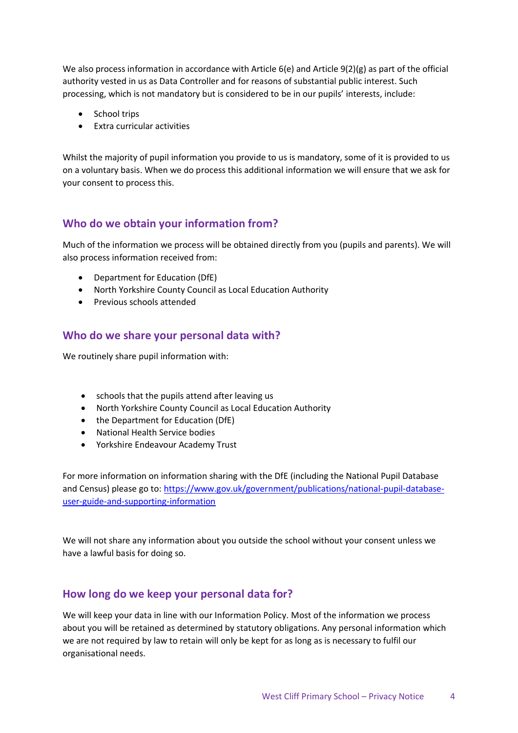We also process information in accordance with Article 6(e) and Article 9(2)(g) as part of the official authority vested in us as Data Controller and for reasons of substantial public interest. Such processing, which is not mandatory but is considered to be in our pupils' interests, include:

- School trips
- Extra curricular activities

Whilst the majority of pupil information you provide to us is mandatory, some of it is provided to us on a voluntary basis. When we do process this additional information we will ensure that we ask for your consent to process this.

## Who do we obtain your information from?

Much of the information we process will be obtained directly from you (pupils and parents). We will also process information received from:

- Department for Education (DfE)
- North Yorkshire County Council as Local Education Authority
- Previous schools attended

## Who do we share your personal data with?

We routinely share pupil information with:

- schools that the pupils attend after leaving us
- North Yorkshire County Council as Local Education Authority
- the Department for Education (DfE)
- National Health Service bodies
- Yorkshire Endeavour Academy Trust

For more information on information sharing with the DfE (including the National Pupil Database and Census) please go to: https://www.gov.uk/government/publications/national-pupil-database-user-guide-and-supporting-information

We will not share any information about you outside the school without your consent unless we have a lawful basis for doing so.

## How long do we keep your personal data for?

We will keep your data in line with our Information Policy. Most of the information we process about you will be retained as determined by statutory obligations. Any personal information which we are not required by law to retain will only be kept for as long as is necessary to fulfil our organisational needs.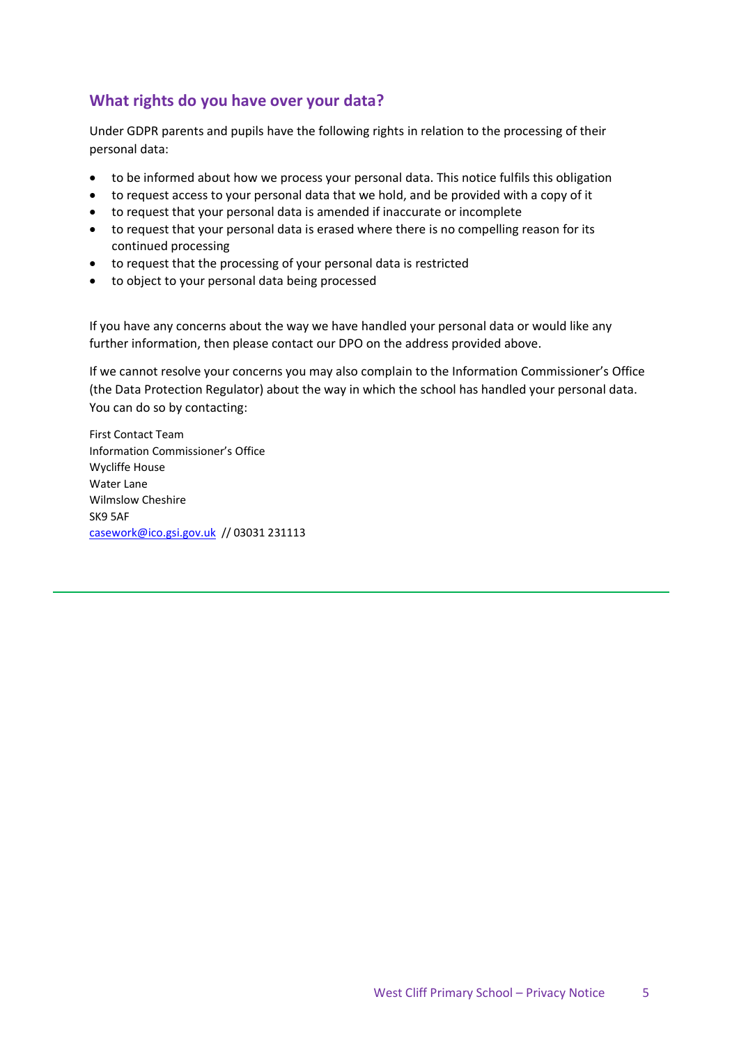## What rights do you have over your data?

Under GDPR parents and pupils have the following rights in relation to the processing of their personal data:

- to be informed about how we process your personal data. This notice fulfils this obligation
- to request access to your personal data that we hold, and be provided with a copy of it
- to request that your personal data is amended if inaccurate or incomplete
- to request that your personal data is erased where there is no compelling reason for its continued processing
- to request that the processing of your personal data is restricted
- to object to your personal data being processed

If you have any concerns about the way we have handled your personal data or would like any further information, then please contact our DPO on the address provided above.

If we cannot resolve your concerns you may also complain to the Information Commissioner's Office (the Data Protection Regulator) about the way in which the school has handled your personal data. You can do so by contacting:

First Contact Team
Information Commissioner's Office
Wycliffe House
Water Lane
Wilmslow Cheshire
SK9 5AF
casework@ico.gsi.gov.uk // 03031 231113